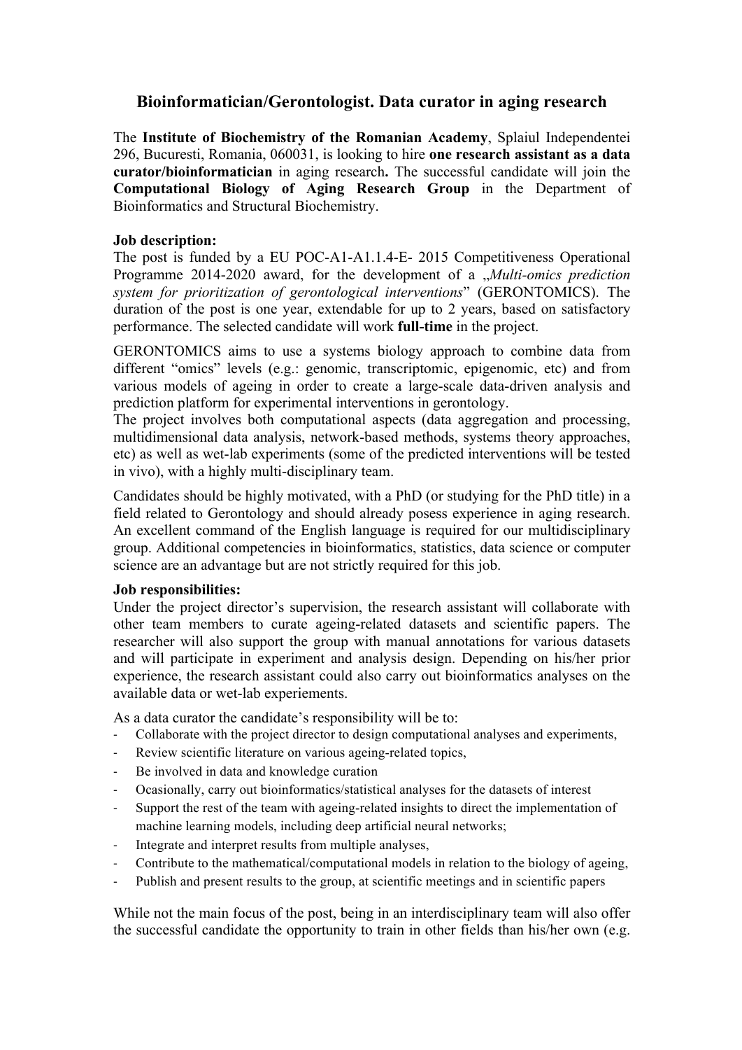# Bioinformatician/Gerontologist. Data curator in aging research

The **Institute of Biochemistry of the Romanian Academy**, Splaiul Independentei 296, Bucuresti, Romania, 060031, is looking to hire **one research assistant as a data curator/bioinformatician** in aging research**.** The successful candidate will join the **Computational Biology of Aging Research Group** in the Department of Bioinformatics and Structural Biochemistry.

**Job description:**

The post is funded by a EU POC-A1-A1.1.4-E- 2015 Competitiveness Operational Programme 2014-2020 award, for the development of a „*Multi-omics prediction system for prioritization of gerontological interventions*” (GERONTOMICS). The duration of the post is one year, extendable for up to 2 years, based on satisfactory performance. The selected candidate will work **full-time** in the project.

GERONTOMICS aims to use a systems biology approach to combine data from different "omics" levels (e.g.: genomic, transcriptomic, epigenomic, etc) and from various models of ageing in order to create a large-scale data-driven analysis and prediction platform for experimental interventions in gerontology.

The project involves both computational aspects (data aggregation and processing, multidimensional data analysis, network-based methods, systems theory approaches, etc) as well as wet-lab experiments (some of the predicted interventions will be tested in vivo), with a highly multi-disciplinary team.

Candidates should be highly motivated, with a PhD (or studying for the PhD title) in a field related to Gerontology and should already posess experience in aging research. An excellent command of the English language is required for our multidisciplinary group. Additional competencies in bioinformatics, statistics, data science or computer science are an advantage but are not strictly required for this job.

**Job responsibilities:**

Under the project director's supervision, the research assistant will collaborate with other team members to curate ageing-related datasets and scientific papers. The researcher will also support the group with manual annotations for various datasets and will participate in experiment and analysis design. Depending on his/her prior experience, the research assistant could also carry out bioinformatics analyses on the available data or wet-lab experiements.

As a data curator the candidate's responsibility will be to:

- Collaborate with the project director to design computational analyses and experiments,
- Review scientific literature on various ageing-related topics,
- Be involved in data and knowledge curation
- Ocasionally, carry out bioinformatics/statistical analyses for the datasets of interest
- Support the rest of the team with ageing-related insights to direct the implementation of machine learning models, including deep artificial neural networks;
- Integrate and interpret results from multiple analyses,
- Contribute to the mathematical/computational models in relation to the biology of ageing,
- Publish and present results to the group, at scientific meetings and in scientific papers

While not the main focus of the post, being in an interdisciplinary team will also offer the successful candidate the opportunity to train in other fields than his/her own (e.g.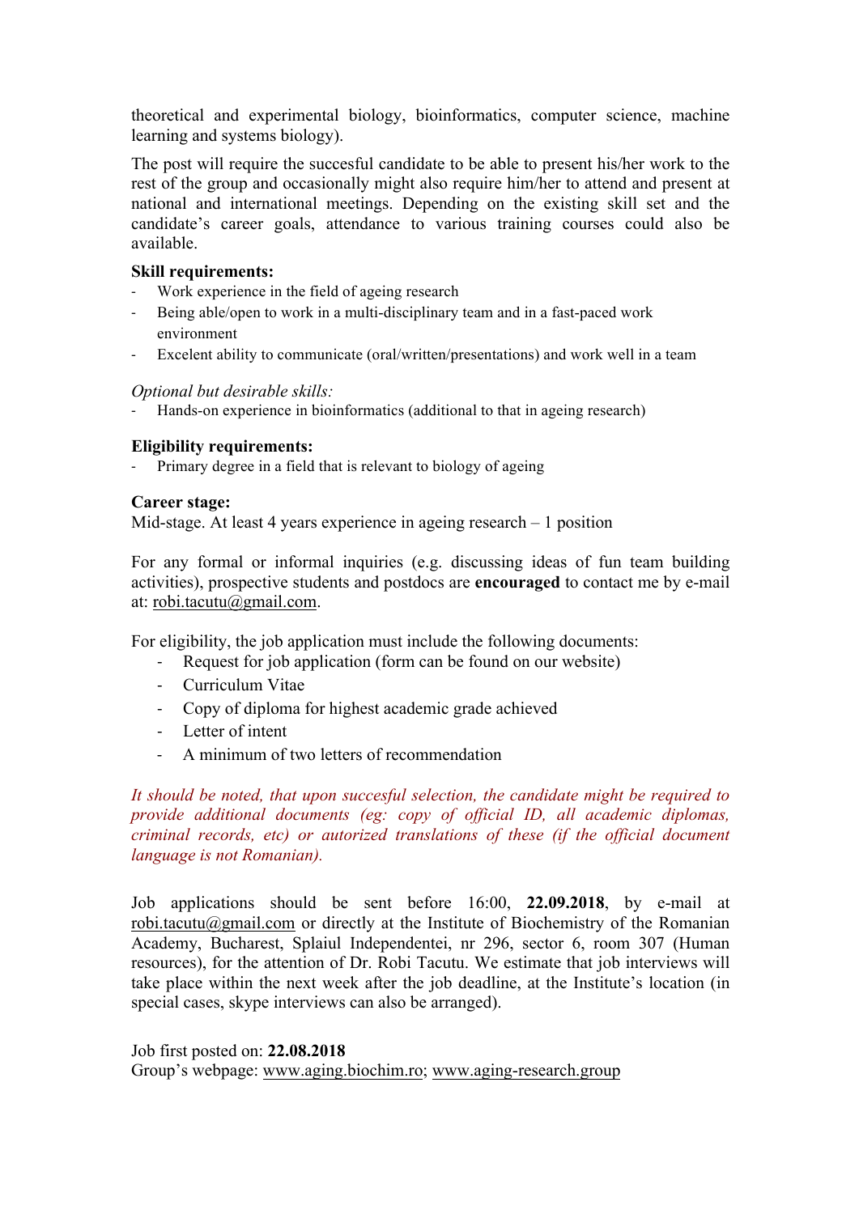theoretical and experimental biology, bioinformatics, computer science, machine learning and systems biology).

The post will require the succesful candidate to be able to present his/her work to the rest of the group and occasionally might also require him/her to attend and present at national and international meetings. Depending on the existing skill set and the candidate's career goals, attendance to various training courses could also be available.

**Skill requirements:**

- Work experience in the field of ageing research
- Being able/open to work in a multi-disciplinary team and in a fast-paced work environment
- Excelent ability to communicate (oral/written/presentations) and work well in a team

*Optional but desirable skills:*

- Hands-on experience in bioinformatics (additional to that in ageing research)

**Eligibility requirements:**

- Primary degree in a field that is relevant to biology of ageing

**Career stage:**

Mid-stage. At least 4 years experience in ageing research – 1 position

For any formal or informal inquiries (e.g. discussing ideas of fun team building activities), prospective students and postdocs are **encouraged** to contact me by e-mail at: robi.tacutu@gmail.com.

For eligibility, the job application must include the following documents:

- Request for job application (form can be found on our website)
- Curriculum Vitae
- Copy of diploma for highest academic grade achieved
- Letter of intent
- A minimum of two letters of recommendation

*It should be noted, that upon succesful selection, the candidate might be required to provide additional documents (eg: copy of official ID, all academic diplomas, criminal records, etc) or autorized translations of these (if the official document language is not Romanian).*

Job applications should be sent before 16:00, **22.09.2018**, by e-mail at robi.tacutu@gmail.com or directly at the Institute of Biochemistry of the Romanian Academy, Bucharest, Splaiul Independentei, nr 296, sector 6, room 307 (Human resources), for the attention of Dr. Robi Tacutu. We estimate that job interviews will take place within the next week after the job deadline, at the Institute's location (in special cases, skype interviews can also be arranged).

Job first posted on: **22.08.2018**
Group's webpage: www.aging.biochim.ro; www.aging-research.group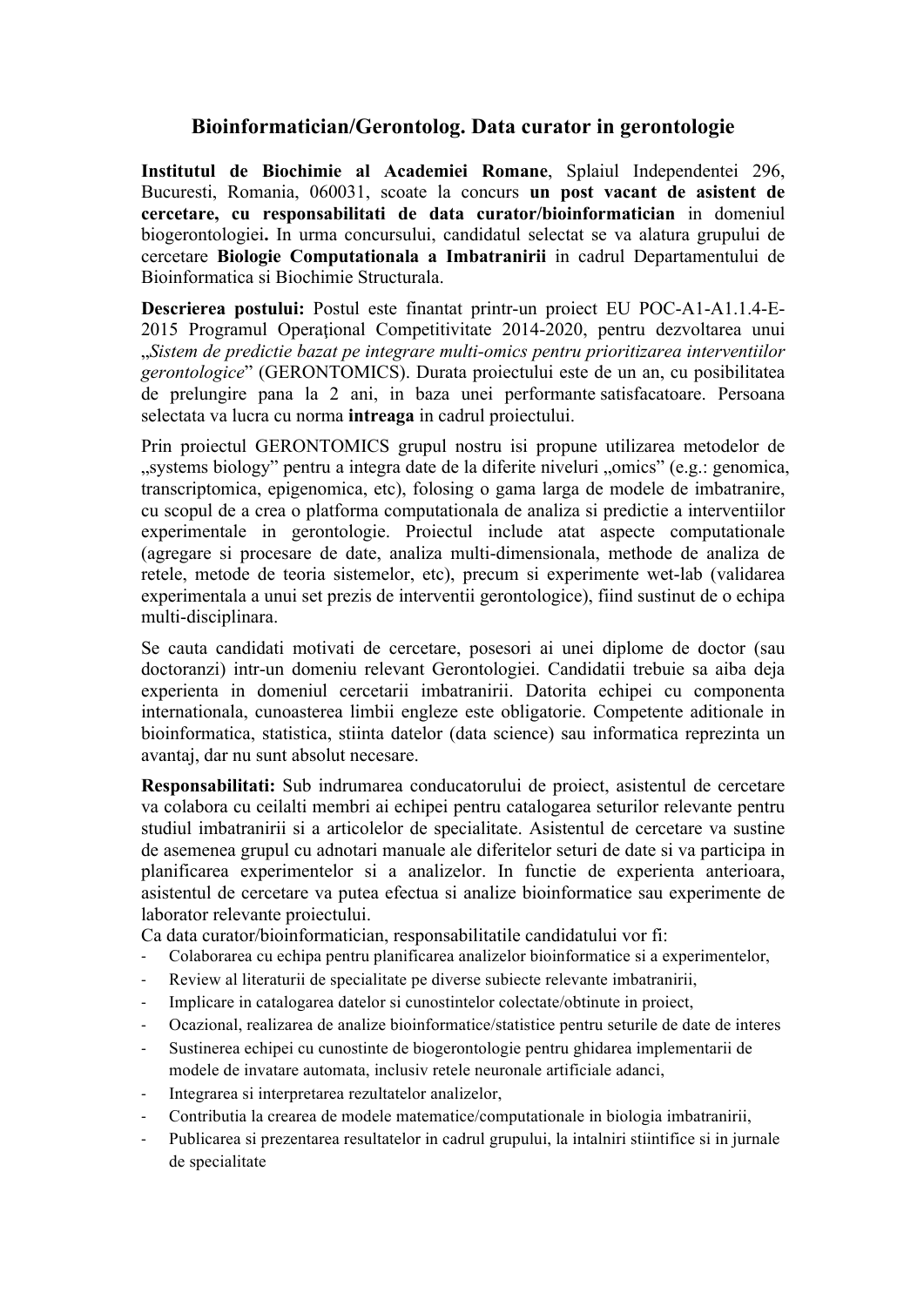## Bioinformatician/Gerontolog. Data curator in gerontologie

**Institutul de Biochimie al Academiei Romane**, Splaiul Independentei 296, Bucuresti, Romania, 060031, scoate la concurs **un post vacant de asistent de cercetare, cu responsabilitati de data curator/bioinformatician** in domeniul biogerontologiei**.** In urma concursului, candidatul selectat se va alatura grupului de cercetare **Biologie Computationala a Imbatranirii** in cadrul Departamentului de Bioinformatica si Biochimie Structurala.

**Descrierea postului:** Postul este finantat printr-un proiect EU POC-A1-A1.1.4-E-2015 Programul Operațional Competitivitate 2014-2020, pentru dezvoltarea unui „*Sistem de predictie bazat pe integrare multi-omics pentru prioritizarea interventiilor gerontologice*" (GERONTOMICS). Durata proiectului este de un an, cu posibilitatea de prelungire pana la 2 ani, in baza unei performante satisfacatoare. Persoana selectata va lucra cu norma **intreaga** in cadrul proiectului.

Prin proiectul GERONTOMICS grupul nostru isi propune utilizarea metodelor de „systems biology" pentru a integra date de la diferite niveluri „omics" (e.g.: genomica, transcriptomica, epigenomica, etc), folosing o gama larga de modele de imbatranire, cu scopul de a crea o platforma computationala de analiza si predictie a interventiilor experimentale in gerontologie. Proiectul include atat aspecte computationale (agregare si procesare de date, analiza multi-dimensionala, methode de analiza de retele, metode de teoria sistemelor, etc), precum si experimente wet-lab (validarea experimentala a unui set prezis de interventii gerontologice), fiind sustinut de o echipa multi-disciplinara.

Se cauta candidati motivati de cercetare, posesori ai unei diplome de doctor (sau doctoranzi) intr-un domeniu relevant Gerontologiei. Candidatii trebuie sa aiba deja experienta in domeniul cercetarii imbatranirii. Datorita echipei cu componenta internationala, cunoasterea limbii engleze este obligatorie. Competente aditionale in bioinformatica, statistica, stiinta datelor (data science) sau informatica reprezinta un avantaj, dar nu sunt absolut necesare.

**Responsabilitati:** Sub indrumarea conducatorului de proiect, asistentul de cercetare va colabora cu ceilalti membri ai echipei pentru catalogarea seturilor relevante pentru studiul imbatranirii si a articolelor de specialitate. Asistentul de cercetare va sustine de asemenea grupul cu adnotari manuale ale diferitelor seturi de date si va participa in planificarea experimentelor si a analizelor. In functie de experienta anterioara, asistentul de cercetare va putea efectua si analize bioinformatice sau experimente de laborator relevante proiectului.

Ca data curator/bioinformatician, responsabilitatile candidatului vor fi:

- Colaborarea cu echipa pentru planificarea analizelor bioinformatice si a experimentelor,
- Review al literaturii de specialitate pe diverse subiecte relevante imbatranirii,
- Implicare in catalogarea datelor si cunostintelor colectate/obtinute in proiect,
- Ocazional, realizarea de analize bioinformatice/statistice pentru seturile de date de interes
- Sustinerea echipei cu cunostinte de biogerontologie pentru ghidarea implementarii de modele de invatare automata, inclusiv retele neuronale artificiale adanci,
- Integrarea si interpretarea rezultatelor analizelor,
- Contributia la crearea de modele matematice/computationale in biologia imbatranirii,
- Publicarea si prezentarea resultatelor in cadrul grupului, la intalniri stiintifice si in jurnale de specialitate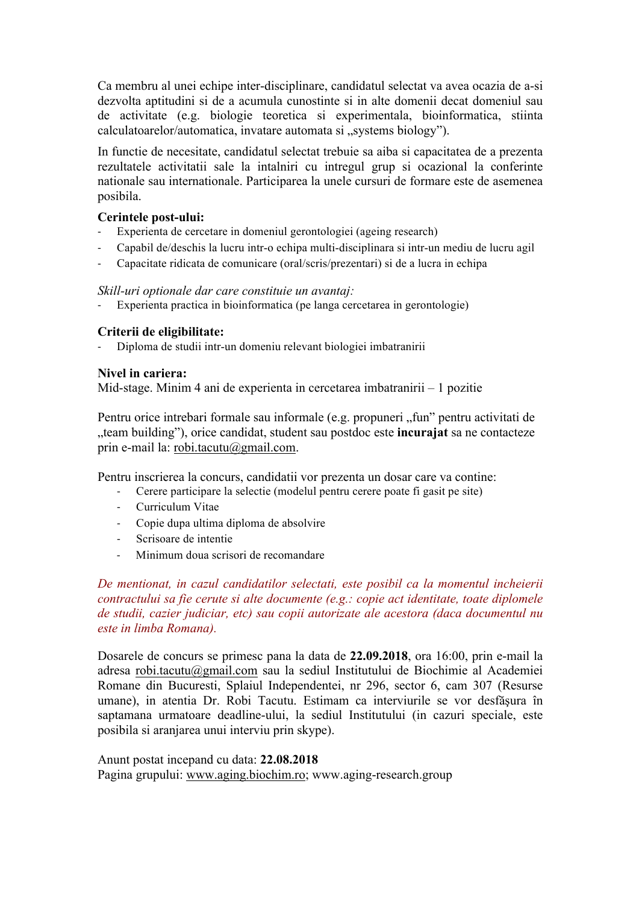Ca membru al unei echipe inter-disciplinare, candidatul selectat va avea ocazia de a-si dezvolta aptitudini si de a acumula cunostinte si in alte domenii decat domeniul sau de activitate (e.g. biologie teoretica si experimentala, bioinformatica, stiinta calculatoarelor/automatica, invatare automata si „systems biology").

In functie de necesitate, candidatul selectat trebuie sa aiba si capacitatea de a prezenta rezultatele activitatii sale la intalniri cu intregul grup si ocazional la conferinte nationale sau internationale. Participarea la unele cursuri de formare este de asemenea posibila.

**Cerintele post-ului:**

- Experienta de cercetare in domeniul gerontologiei (ageing research)
- Capabil de/deschis la lucru intr-o echipa multi-disciplinara si intr-un mediu de lucru agil
- Capacitate ridicata de comunicare (oral/scris/prezentari) si de a lucra in echipa

*Skill-uri optionale dar care constituie un avantaj:*

- Experienta practica in bioinformatica (pe langa cercetarea in gerontologie)

**Criterii de eligibilitate:**

- Diploma de studii intr-un domeniu relevant biologiei imbatranirii

**Nivel in cariera:**
Mid-stage. Minim 4 ani de experienta in cercetarea imbatranirii – 1 pozitie

Pentru orice intrebari formale sau informale (e.g. propuneri „fun" pentru activitati de „team building"), orice candidat, student sau postdoc este **incurajat** sa ne contacteze prin e-mail la: robi.tacutu@gmail.com.

Pentru inscrierea la concurs, candidatii vor prezenta un dosar care va contine:

- Cerere participare la selectie (modelul pentru cerere poate fi gasit pe site)
- Curriculum Vitae
- Copie dupa ultima diploma de absolvire
- Scrisoare de intentie
- Minimum doua scrisori de recomandare

*De mentionat, in cazul candidatilor selectati, este posibil ca la momentul incheierii contractului sa fie cerute si alte documente (e.g.: copie act identitate, toate diplomele de studii, cazier judiciar, etc) sau copii autorizate ale acestora (daca documentul nu este in limba Romana).*

Dosarele de concurs se primesc pana la data de **22.09.2018**, ora 16:00, prin e-mail la adresa robi.tacutu@gmail.com sau la sediul Institutului de Biochimie al Academiei Romane din Bucuresti, Splaiul Independentiei, nr 296, sector 6, cam 307 (Resurse umane), in atentia Dr. Robi Tacutu. Estimam ca interviurile se vor desfăşura în saptamana urmatoare deadline-ului, la sediul Institutului (in cazuri speciale, este posibila si aranjarea unui interviu prin skype).

Anunt postat incepand cu data: **22.08.2018**
Pagina grupului: www.aging.biochim.ro; www.aging-research.group